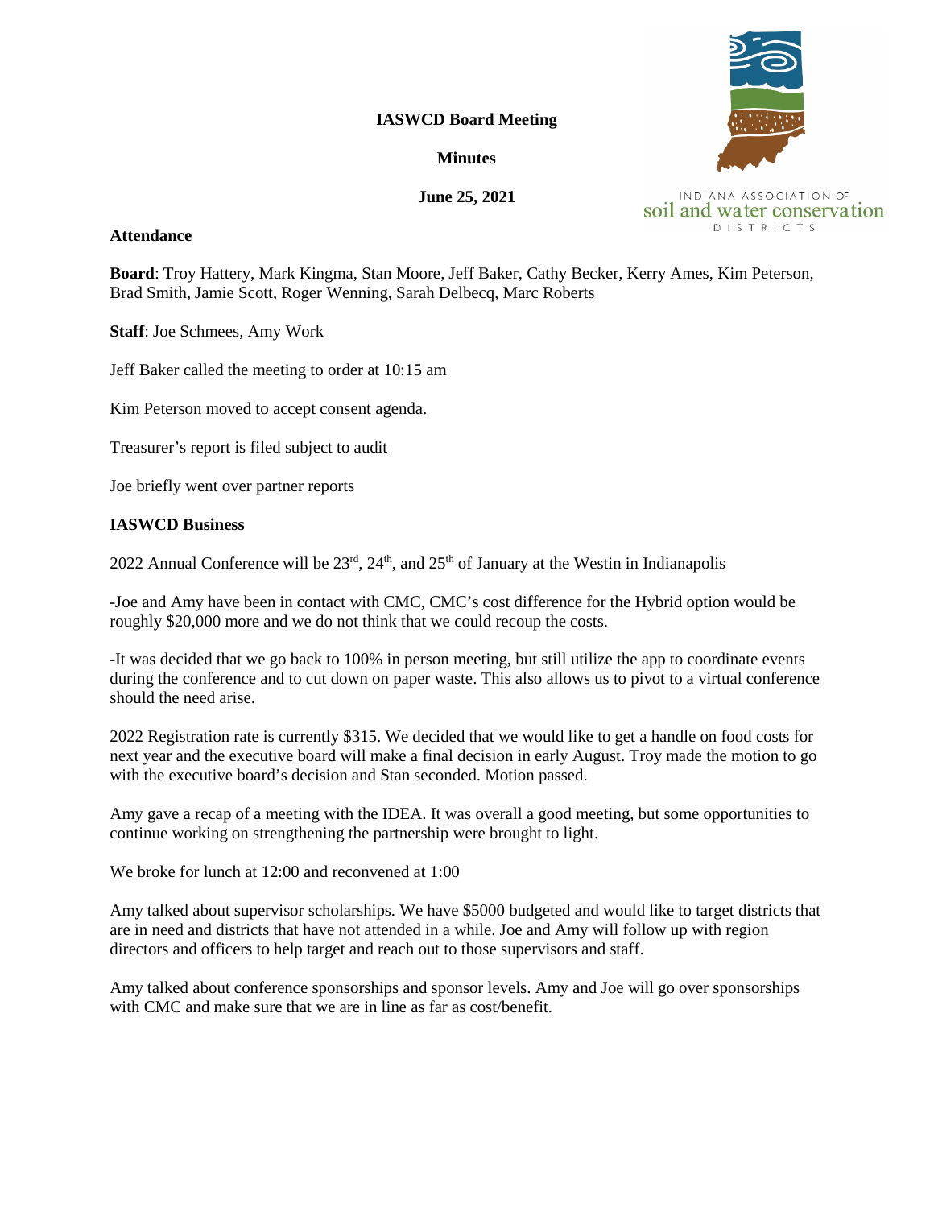**IASWCD Board Meeting**

**Minutes**

**June 25, 2021**

INDIANA ASSOCIATION OF soil and water conservation DISTRICTS

**Attendance**

**Board**: Troy Hattery, Mark Kingma, Stan Moore, Jeff Baker, Cathy Becker, Kerry Ames, Kim Peterson, Brad Smith, Jamie Scott, Roger Wenning, Sarah Delbecq, Marc Roberts

**Staff**: Joe Schmees, Amy Work

Jeff Baker called the meeting to order at 10:15 am

Kim Peterson moved to accept consent agenda.

Treasurer's report is filed subject to audit

Joe briefly went over partner reports

**IASWCD Business**

2022 Annual Conference will be 23rd, 24th, and 25th of January at the Westin in Indianapolis

-Joe and Amy have been in contact with CMC, CMC's cost difference for the Hybrid option would be roughly $20,000 more and we do not think that we could recoup the costs.

-It was decided that we go back to 100% in person meeting, but still utilize the app to coordinate events during the conference and to cut down on paper waste. This also allows us to pivot to a virtual conference should the need arise.

2022 Registration rate is currently $315. We decided that we would like to get a handle on food costs for next year and the executive board will make a final decision in early August. Troy made the motion to go with the executive board's decision and Stan seconded. Motion passed.

Amy gave a recap of a meeting with the IDEA. It was overall a good meeting, but some opportunities to continue working on strengthening the partnership were brought to light.

We broke for lunch at 12:00 and reconvened at 1:00

Amy talked about supervisor scholarships. We have $5000 budgeted and would like to target districts that are in need and districts that have not attended in a while. Joe and Amy will follow up with region directors and officers to help target and reach out to those supervisors and staff.

Amy talked about conference sponsorships and sponsor levels. Amy and Joe will go over sponsorships with CMC and make sure that we are in line as far as cost/benefit.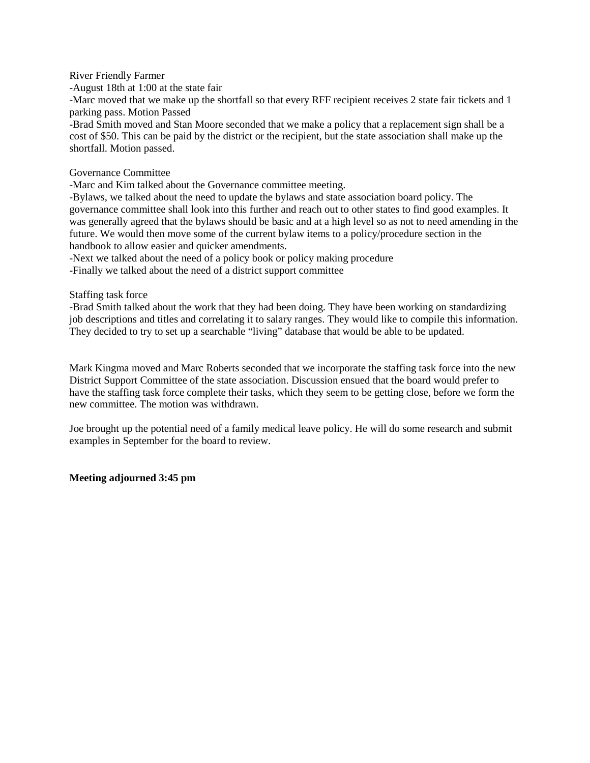River Friendly Farmer

-August 18th at 1:00 at the state fair

-Marc moved that we make up the shortfall so that every RFF recipient receives 2 state fair tickets and 1 parking pass. Motion Passed

-Brad Smith moved and Stan Moore seconded that we make a policy that a replacement sign shall be a cost of $50. This can be paid by the district or the recipient, but the state association shall make up the shortfall. Motion passed.

Governance Committee

-Marc and Kim talked about the Governance committee meeting.

-Bylaws, we talked about the need to update the bylaws and state association board policy. The governance committee shall look into this further and reach out to other states to find good examples. It was generally agreed that the bylaws should be basic and at a high level so as not to need amending in the future. We would then move some of the current bylaw items to a policy/procedure section in the handbook to allow easier and quicker amendments.

-Next we talked about the need of a policy book or policy making procedure

-Finally we talked about the need of a district support committee

Staffing task force

-Brad Smith talked about the work that they had been doing. They have been working on standardizing job descriptions and titles and correlating it to salary ranges. They would like to compile this information. They decided to try to set up a searchable "living" database that would be able to be updated.

Mark Kingma moved and Marc Roberts seconded that we incorporate the staffing task force into the new District Support Committee of the state association. Discussion ensued that the board would prefer to have the staffing task force complete their tasks, which they seem to be getting close, before we form the new committee. The motion was withdrawn.

Joe brought up the potential need of a family medical leave policy. He will do some research and submit examples in September for the board to review.

**Meeting adjourned 3:45 pm**